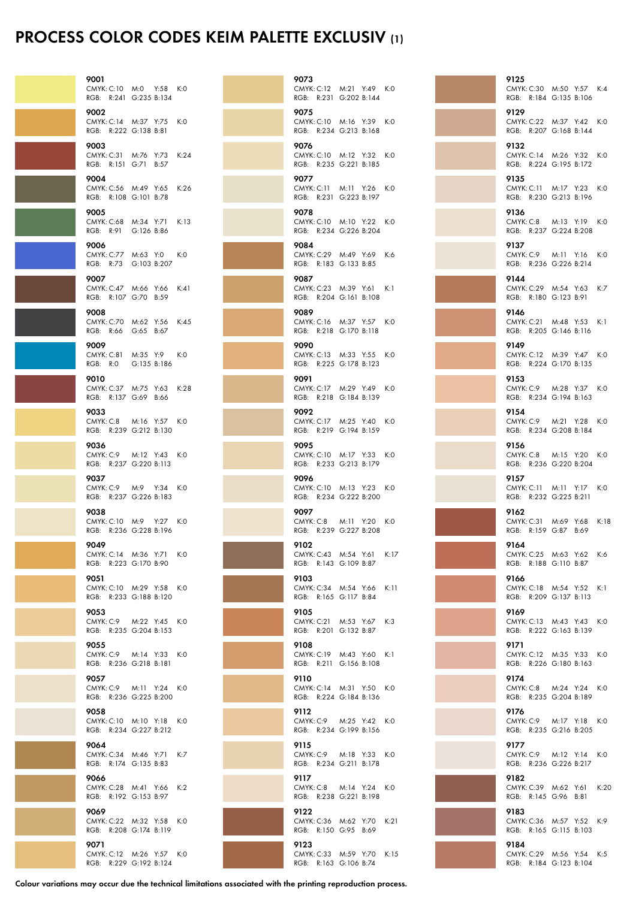# PROCESS COLOR CODES KEIM PALETTE EXCLUSIV (1)

| Code | CMYK | RGB |
|---|---|---|
| 9001 | C:10 M:0 Y:58 K:0 | R:241 G:235 B:134 |
| 9002 | C:14 M:37 Y:75 K:0 | R:222 G:138 B:81 |
| 9003 | C:31 M:76 Y:73 K:24 | R:151 G:71 B:57 |
| 9004 | C:56 M:49 Y:65 K:26 | R:108 G:101 B:78 |
| 9005 | C:68 M:34 Y:71 K:13 | R:91 G:126 B:86 |
| 9006 | C:77 M:63 Y:0 K:0 | R:73 G:103 B:207 |
| 9007 | C:47 M:66 Y:66 K:41 | R:107 G:70 B:59 |
| 9008 | C:70 M:62 Y:56 K:45 | R:66 G:65 B:67 |
| 9009 | C:81 M:35 Y:9 K:0 | R:0 G:135 B:186 |
| 9010 | C:37 M:75 Y:63 K:28 | R:137 G:69 B:66 |
| 9033 | C:8 M:16 Y:57 K:0 | R:239 G:212 B:130 |
| 9036 | C:9 M:12 Y:43 K:0 | R:237 G:220 B:113 |
| 9037 | C:9 M:9 Y:34 K:0 | R:237 G:226 B:183 |
| 9038 | C:10 M:9 Y:27 K:0 | R:236 G:228 B:196 |
| 9049 | C:14 M:36 Y:71 K:0 | R:223 G:170 B:90 |
| 9051 | C:10 M:29 Y:58 K:0 | R:233 G:188 B:120 |
| 9053 | C:9 M:22 Y:45 K:0 | R:235 G:204 B:153 |
| 9055 | C:9 M:14 Y:33 K:0 | R:236 G:218 B:181 |
| 9057 | C:9 M:11 Y:24 K:0 | R:236 G:225 B:200 |
| 9058 | C:10 M:10 Y:18 K:0 | R:234 G:227 B:212 |
| 9064 | C:34 M:46 Y:71 K:7 | R:174 G:135 B:83 |
| 9066 | C:28 M:41 Y:66 K:2 | R:192 G:153 B:97 |
| 9069 | C:22 M:32 Y:58 K:0 | R:208 G:174 B:119 |
| 9071 | C:12 M:26 Y:57 K:0 | R:229 G:192 B:124 |
| 9073 | C:12 M:21 Y:49 K:0 | R:231 G:202 B:144 |
| 9075 | C:10 M:16 Y:39 K:0 | R:234 G:213 B:168 |
| 9076 | C:10 M:12 Y:32 K:0 | R:235 G:221 B:185 |
| 9077 | C:11 M:11 Y:26 K:0 | R:231 G:223 B:197 |
| 9078 | C:10 M:10 Y:22 K:0 | R:234 G:226 B:204 |
| 9084 | C:29 M:49 Y:69 K:6 | R:183 G:133 B:85 |
| 9087 | C:23 M:39 Y:61 K:1 | R:204 G:161 B:108 |
| 9089 | C:16 M:37 Y:57 K:0 | R:218 G:170 B:118 |
| 9090 | C:13 M:33 Y:55 K:0 | R:225 G:178 B:123 |
| 9091 | C:17 M:29 Y:49 K:0 | R:218 G:184 B:139 |
| 9092 | C:17 M:25 Y:40 K:0 | R:219 G:194 B:159 |
| 9095 | C:10 M:17 Y:33 K:0 | R:233 G:213 B:179 |
| 9096 | C:10 M:13 Y:23 K:0 | R:234 G:222 B:200 |
| 9097 | C:8 M:11 Y:20 K:0 | R:239 G:227 B:208 |
| 9102 | C:43 M:54 Y:61 K:17 | R:143 G:109 B:87 |
| 9103 | C:34 M:54 Y:66 K:11 | R:165 G:117 B:84 |
| 9105 | C:21 M:53 Y:67 K:3 | R:201 G:132 B:87 |
| 9108 | C:19 M:43 Y:60 K:1 | R:211 G:156 B:108 |
| 9110 | C:14 M:31 Y:50 K:0 | R:224 G:184 B:136 |
| 9112 | C:9 M:25 Y:42 K:0 | R:234 G:199 B:156 |
| 9115 | C:9 M:18 Y:33 K:0 | R:234 G:211 B:178 |
| 9117 | C:8 M:14 Y:24 K:0 | R:238 G:221 B:198 |
| 9122 | C:36 M:62 Y:70 K:21 | R:150 G:95 B:69 |
| 9123 | C:33 M:59 Y:70 K:15 | R:163 G:106 B:74 |
| 9125 | C:30 M:50 Y:57 K:4 | R:184 G:135 B:106 |
| 9129 | C:22 M:37 Y:42 K:0 | R:207 G:168 B:144 |
| 9132 | C:14 M:26 Y:32 K:0 | R:224 G:195 B:172 |
| 9135 | C:11 M:17 Y:23 K:0 | R:230 G:213 B:196 |
| 9136 | C:8 M:13 Y:19 K:0 | R:237 G:224 B:208 |
| 9137 | C:9 M:11 Y:16 K:0 | R:236 G:226 B:214 |
| 9144 | C:29 M:54 Y:63 K:7 | R:180 G:123 B:91 |
| 9146 | C:21 M:48 Y:53 K:1 | R:205 G:146 B:116 |
| 9149 | C:12 M:39 Y:47 K:0 | R:224 G:170 B:135 |
| 9153 | C:9 M:28 Y:37 K:0 | R:234 G:194 B:163 |
| 9154 | C:9 M:21 Y:28 K:0 | R:234 G:208 B:184 |
| 9156 | C:8 M:15 Y:20 K:0 | R:236 G:220 B:204 |
| 9157 | C:11 M:11 Y:17 K:0 | R:232 G:225 B:211 |
| 9162 | C:31 M:69 Y:68 K:18 | R:159 G:87 B:69 |
| 9164 | C:25 M:63 Y:62 K:6 | R:188 G:110 B:87 |
| 9166 | C:18 M:54 Y:52 K:1 | R:209 G:137 B:113 |
| 9169 | C:13 M:43 Y:43 K:0 | R:222 G:163 B:139 |
| 9171 | C:12 M:35 Y:33 K:0 | R:226 G:180 B:163 |
| 9174 | C:8 M:24 Y:24 K:0 | R:235 G:204 B:189 |
| 9176 | C:9 M:17 Y:18 K:0 | R:235 G:216 B:205 |
| 9177 | C:9 M:12 Y:14 K:0 | R:236 G:226 B:217 |
| 9182 | C:39 M:62 Y:61 K:20 | R:145 G:96 B:81 |
| 9183 | C:36 M:57 Y:52 K:9 | R:165 G:115 B:103 |
| 9184 | C:29 M:56 Y:54 K:5 | R:184 G:123 B:104 |

**Colour variations may occur due the technical limitations associated with the printing reproduction process.**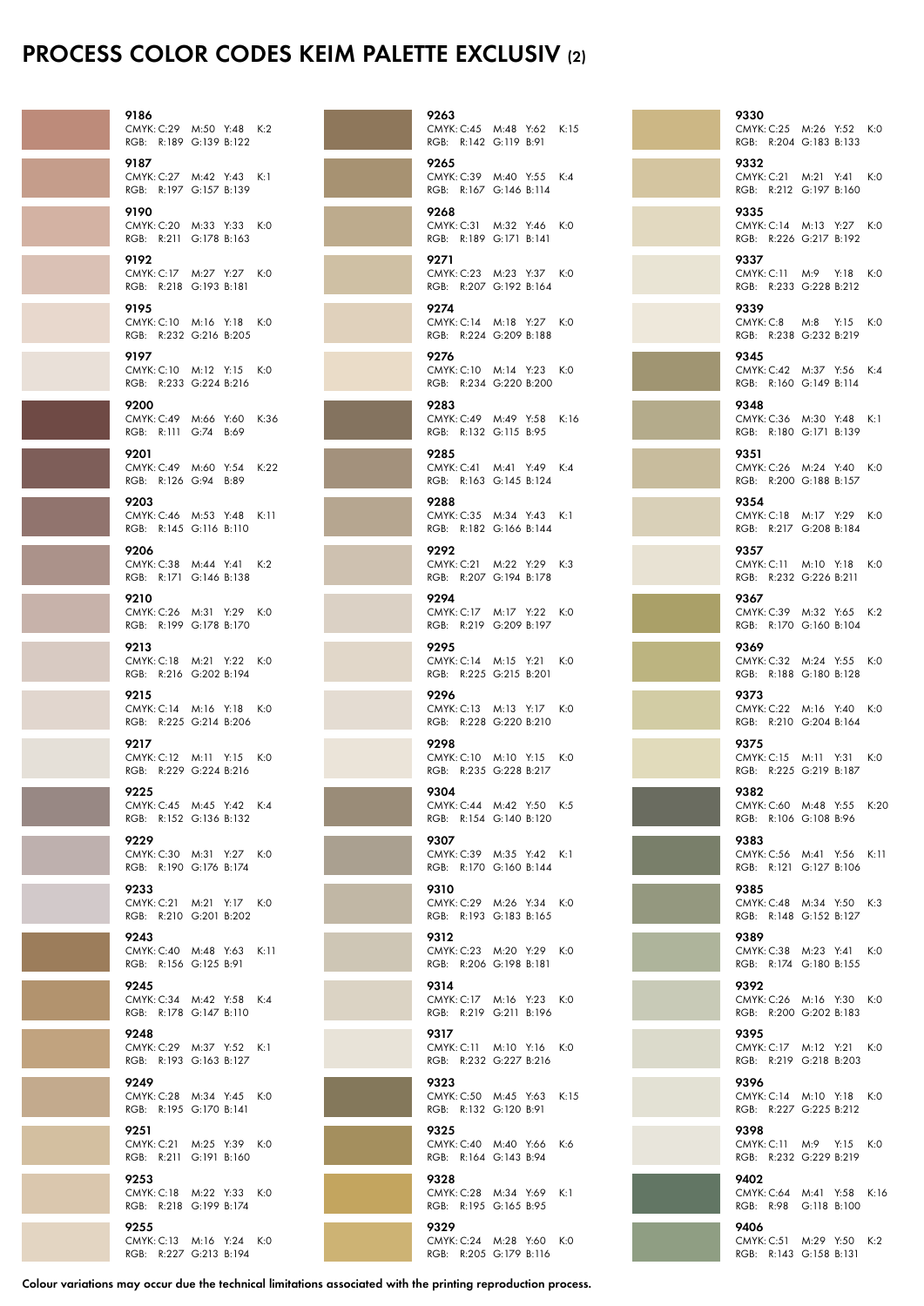# PROCESS COLOR CODES KEIM PALETTE EXCLUSIV (2)

| Code | CMYK | RGB |
|---|---|---|
| 9186 | C:29 M:50 Y:48 K:2 | R:189 G:139 B:122 |
| 9187 | C:27 M:42 Y:43 K:1 | R:197 G:157 B:139 |
| 9190 | C:20 M:33 Y:33 K:0 | R:211 G:178 B:163 |
| 9192 | C:17 M:27 Y:27 K:0 | R:218 G:193 B:181 |
| 9195 | C:10 M:16 Y:18 K:0 | R:232 G:216 B:205 |
| 9197 | C:10 M:12 Y:15 K:0 | R:233 G:224 B:216 |
| 9200 | C:49 M:66 Y:60 K:36 | R:111 G:74 B:69 |
| 9201 | C:49 M:60 Y:54 K:22 | R:126 G:94 B:89 |
| 9203 | C:46 M:53 Y:48 K:11 | R:145 G:116 B:110 |
| 9206 | C:38 M:44 Y:41 K:2 | R:171 G:146 B:138 |
| 9210 | C:26 M:31 Y:29 K:0 | R:199 G:178 B:170 |
| 9213 | C:18 M:21 Y:22 K:0 | R:216 G:202 B:194 |
| 9215 | C:14 M:16 Y:18 K:0 | R:225 G:214 B:206 |
| 9217 | C:12 M:11 Y:15 K:0 | R:229 G:224 B:216 |
| 9225 | C:45 M:45 Y:42 K:4 | R:152 G:136 B:132 |
| 9229 | C:30 M:31 Y:27 K:0 | R:190 G:176 B:174 |
| 9233 | C:21 M:21 Y:17 K:0 | R:210 G:201 B:202 |
| 9243 | C:40 M:48 Y:63 K:11 | R:156 G:125 B:91 |
| 9245 | C:34 M:42 Y:58 K:4 | R:178 G:147 B:110 |
| 9248 | C:29 M:37 Y:52 K:1 | R:193 G:163 B:127 |
| 9249 | C:28 M:34 Y:45 K:0 | R:195 G:170 B:141 |
| 9251 | C:21 M:25 Y:39 K:0 | R:211 G:191 B:160 |
| 9253 | C:18 M:22 Y:33 K:0 | R:218 G:199 B:174 |
| 9255 | C:13 M:16 Y:24 K:0 | R:227 G:213 B:194 |
| 9263 | C:45 M:48 Y:62 K:15 | R:142 G:119 B:91 |
| 9265 | C:39 M:40 Y:55 K:4 | R:167 G:146 B:114 |
| 9268 | C:31 M:32 Y:46 K:0 | R:189 G:171 B:141 |
| 9271 | C:23 M:23 Y:37 K:0 | R:207 G:192 B:164 |
| 9274 | C:14 M:18 Y:27 K:0 | R:224 G:209 B:188 |
| 9276 | C:10 M:14 Y:23 K:0 | R:234 G:220 B:200 |
| 9283 | C:49 M:49 Y:58 K:16 | R:132 G:115 B:95 |
| 9285 | C:41 M:41 Y:49 K:4 | R:163 G:145 B:124 |
| 9288 | C:35 M:34 Y:43 K:1 | R:182 G:166 B:144 |
| 9292 | C:21 M:22 Y:29 K:3 | R:207 G:194 B:178 |
| 9294 | C:17 M:17 Y:22 K:0 | R:219 G:209 B:197 |
| 9295 | C:14 M:15 Y:21 K:0 | R:225 G:215 B:201 |
| 9296 | C:13 M:13 Y:17 K:0 | R:228 G:220 B:210 |
| 9298 | C:10 M:10 Y:15 K:0 | R:235 G:228 B:217 |
| 9304 | C:44 M:42 Y:50 K:5 | R:154 G:140 B:120 |
| 9307 | C:39 M:35 Y:42 K:1 | R:170 G:160 B:144 |
| 9310 | C:29 M:26 Y:34 K:0 | R:193 G:183 B:165 |
| 9312 | C:23 M:20 Y:29 K:0 | R:206 G:198 B:181 |
| 9314 | C:17 M:16 Y:23 K:0 | R:219 G:211 B:196 |
| 9317 | C:11 M:10 Y:16 K:0 | R:232 G:227 B:216 |
| 9323 | C:50 M:45 Y:63 K:15 | R:132 G:120 B:91 |
| 9325 | C:40 M:40 Y:66 K:6 | R:164 G:143 B:94 |
| 9328 | C:28 M:34 Y:69 K:1 | R:195 G:165 B:95 |
| 9329 | C:24 M:28 Y:60 K:0 | R:205 G:179 B:116 |
| 9330 | C:25 M:26 Y:52 K:0 | R:204 G:183 B:133 |
| 9332 | C:21 M:21 Y:41 K:0 | R:212 G:197 B:160 |
| 9335 | C:14 M:13 Y:27 K:0 | R:226 G:217 B:192 |
| 9337 | C:11 M:9 Y:18 K:0 | R:233 G:228 B:212 |
| 9339 | C:8 M:8 Y:15 K:0 | R:238 G:232 B:219 |
| 9345 | C:42 M:37 Y:56 K:4 | R:160 G:149 B:114 |
| 9348 | C:36 M:30 Y:48 K:1 | R:180 G:171 B:139 |
| 9351 | C:26 M:24 Y:40 K:0 | R:200 G:188 B:157 |
| 9354 | C:18 M:17 Y:29 K:0 | R:217 G:208 B:184 |
| 9357 | C:11 M:10 Y:18 K:0 | R:232 G:226 B:211 |
| 9367 | C:39 M:32 Y:65 K:2 | R:170 G:160 B:104 |
| 9369 | C:32 M:24 Y:55 K:0 | R:188 G:180 B:128 |
| 9373 | C:22 M:16 Y:40 K:0 | R:210 G:204 B:164 |
| 9375 | C:15 M:11 Y:31 K:0 | R:225 G:219 B:187 |
| 9382 | C:60 M:48 Y:55 K:20 | R:106 G:108 B:96 |
| 9383 | C:56 M:41 Y:56 K:11 | R:121 G:127 B:106 |
| 9385 | C:48 M:34 Y:50 K:3 | R:148 G:152 B:127 |
| 9389 | C:38 M:23 Y:41 K:0 | R:174 G:180 B:155 |
| 9392 | C:26 M:16 Y:30 K:0 | R:200 G:202 B:183 |
| 9395 | C:17 M:12 Y:21 K:0 | R:219 G:218 B:203 |
| 9396 | C:14 M:10 Y:18 K:0 | R:227 G:225 B:212 |
| 9398 | C:11 M:9 Y:15 K:0 | R:232 G:229 B:219 |
| 9402 | C:64 M:41 Y:58 K:16 | R:98 G:118 B:100 |
| 9406 | C:51 M:29 Y:50 K:2 | R:143 G:158 B:131 |

**Colour variations may occur due the technical limitations associated with the printing reproduction process.**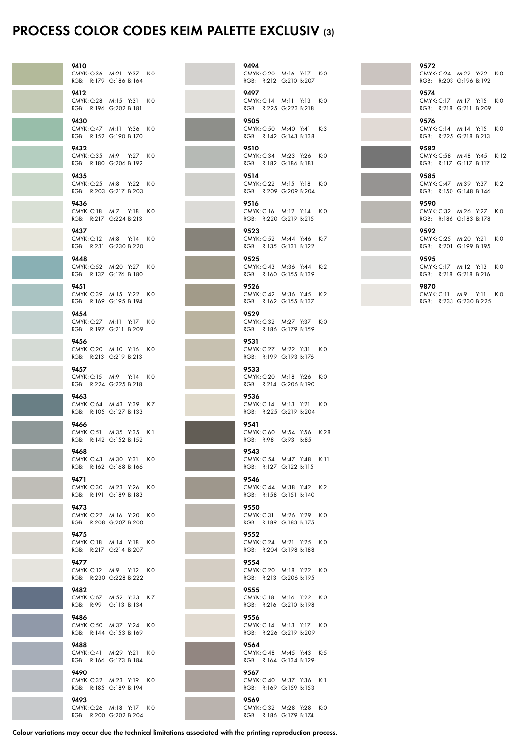# PROCESS COLOR CODES KEIM PALETTE EXCLUSIV (3)

**9410**
CMYK: C:36 M:21 Y:37 K:0
RGB: R:179 G:186 B:164

**9412**
CMYK: C:28 M:15 Y:31 K:0
RGB: R:196 G:202 B:181

**9430**
CMYK: C:47 M:11 Y:36 K:0
RGB: R:152 G:190 B:170

**9432**
CMYK: C:35 M:9 Y:27 K:0
RGB: R:180 G:206 B:192

**9435**
CMYK: C:25 M:8 Y:22 K:0
RGB: R:203 G:217 B:203

**9436**
CMYK: C:18 M:7 Y:18 K:0
RGB: R:217 G:224 B:213

**9437**
CMYK: C:12 M:8 Y:14 K:0
RGB: R:231 G:230 B:220

**9448**
CMYK: C:52 M:20 Y:27 K:0
RGB: R:137 G:176 B:180

**9451**
CMYK: C:39 M:15 Y:22 K:0
RGB: R:169 G:195 B:194

**9454**
CMYK: C:27 M:11 Y:17 K:0
RGB: R:197 G:211 B:209

**9456**
CMYK: C:20 M:10 Y:16 K:0
RGB: R:213 G:219 B:213

**9457**
CMYK: C:15 M:9 Y:14 K:0
RGB: R:224 G:225 B:218

**9463**
CMYK: C:64 M:43 Y:39 K:7
RGB: R:105 G:127 B:133

**9466**
CMYK: C:51 M:35 Y:35 K:1
RGB: R:142 G:152 B:152

**9468**
CMYK: C:43 M:30 Y:31 K:0
RGB: R:162 G:168 B:166

**9471**
CMYK: C:30 M:23 Y:26 K:0
RGB: R:191 G:189 B:183

**9473**
CMYK: C:22 M:16 Y:20 K:0
RGB: R:208 G:207 B:200

**9475**
CMYK: C:18 M:14 Y:18 K:0
RGB: R:217 G:214 B:207

**9477**
CMYK: C:12 M:9 Y:12 K:0
RGB: R:230 G:228 B:222

**9482**
CMYK: C:67 M:52 Y:33 K:7
RGB: R:99 G:113 B:134

**9486**
CMYK: C:50 M:37 Y:24 K:0
RGB: R:144 G:153 B:169

**9488**
CMYK: C:41 M:29 Y:21 K:0
RGB: R:166 G:173 B:184

**9490**
CMYK: C:32 M:23 Y:19 K:0
RGB: R:185 G:189 B:194

**9493**
CMYK: C:26 M:18 Y:17 K:0
RGB: R:200 G:202 B:204

**9494**
CMYK: C:20 M:16 Y:17 K:0
RGB: R:212 G:210 B:207

**9497**
CMYK: C:14 M:11 Y:13 K:0
RGB: R:225 G:223 B:218

**9505**
CMYK: C:50 M:40 Y:41 K:3
RGB: R:142 G:143 B:138

**9510**
CMYK: C:34 M:23 Y:26 K:0
RGB: R:182 G:186 B:181

**9514**
CMYK: C:22 M:15 Y:18 K:0
RGB: R:209 G:209 B:204

**9516**
CMYK: C:16 M:12 Y:14 K:0
RGB: R:220 G:219 B:215

**9523**
CMYK: C:52 M:44 Y:46 K:7
RGB: R:135 G:131 B:122

**9525**
CMYK: C:43 M:36 Y:44 K:2
RGB: R:160 G:155 B:139

**9526**
CMYK: C:42 M:36 Y:45 K:2
RGB: R:162 G:155 B:137

**9529**
CMYK: C:32 M:27 Y:37 K:0
RGB: R:186 G:179 B:159

**9531**
CMYK: C:27 M:22 Y:31 K:0
RGB: R:199 G:193 B:176

**9533**
CMYK: C:20 M:18 Y:26 K:0
RGB: R:214 G:206 B:190

**9536**
CMYK: C:14 M:13 Y:21 K:0
RGB: R:225 G:219 B:204

**9541**
CMYK: C:60 M:54 Y:56 K:28
RGB: R:98 G:93 B:85

**9543**
CMYK: C:54 M:47 Y:48 K:11
RGB: R:127 G:122 B:115

**9546**
CMYK: C:44 M:38 Y:42 K:2
RGB: R:158 G:151 B:140

**9550**
CMYK: C:31 M:26 Y:29 K:0
RGB: R:189 G:183 B:175

**9552**
CMYK: C:24 M:21 Y:25 K:0
RGB: R:204 G:198 B:188

**9554**
CMYK: C:20 M:18 Y:22 K:0
RGB: R:213 G:206 B:195

**9555**
CMYK: C:18 M:16 Y:22 K:0
RGB: R:216 G:210 B:198

**9556**
CMYK: C:14 M:13 Y:17 K:0
RGB: R:226 G:219 B:209

**9564**
CMYK: C:48 M:45 Y:43 K:5
RGB: R:164 G:134 B:129-

**9567**
CMYK: C:40 M:37 Y:36 K:1
RGB: R:169 G:159 B:153

**9569**
CMYK: C:32 M:28 Y:28 K:0
RGB: R:186 G:179 B:174

**9572**
CMYK: C:24 M:22 Y:22 K:0
RGB: R:203 G:196 B:192

**9574**
CMYK: C:17 M:17 Y:15 K:0
RGB: R:218 G:211 B:209

**9576**
CMYK: C:14 M:14 Y:15 K:0
RGB: R:225 G:218 B:213

**9582**
CMYK: C:58 M:48 Y:45 K:12
RGB: R:117 G:117 B:117

**9585**
CMYK: C:47 M:39 Y:37 K:2
RGB: R:150 G:148 B:146

**9590**
CMYK: C:32 M:26 Y:27 K:0
RGB: R:186 G:183 B:178

**9592**
CMYK: C:25 M:20 Y:21 K:0
RGB: R:201 G:199 B:195

**9595**
CMYK: C:17 M:12 Y:13 K:0
RGB: R:218 G:218 B:216

**9870**
CMYK: C:11 M:9 Y:11 K:0
RGB: R:233 G:230 B:225

**Colour variations may occur due the technical limitations associated with the printing reproduction process.**